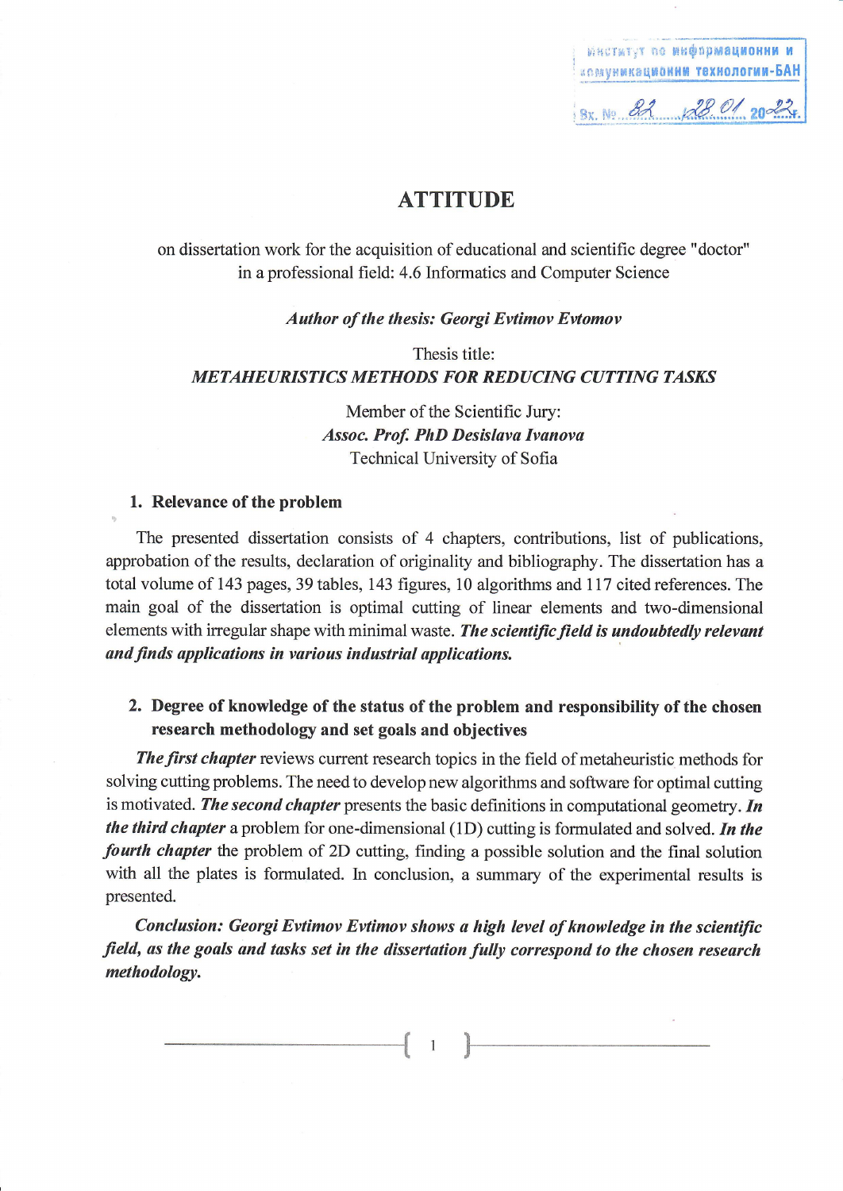Институт по информационни и комуникационни технологии-БАН
Вх. № 82 / 28.01.2022 г.

# ATTITUDE

on dissertation work for the acquisition of educational and scientific degree "doctor" in a professional field: 4.6 Informatics and Computer Science

*Author of the thesis: Georgi Evtimov Evtomov*

Thesis title:
*METAHEURISTICS METHODS FOR REDUCING CUTTING TASKS*

Member of the Scientific Jury:
*Assoc. Prof. PhD Desislava Ivanova*
Technical University of Sofia

## 1. Relevance of the problem

The presented dissertation consists of 4 chapters, contributions, list of publications, approbation of the results, declaration of originality and bibliography. The dissertation has a total volume of 143 pages, 39 tables, 143 figures, 10 algorithms and 117 cited references. The main goal of the dissertation is optimal cutting of linear elements and two-dimensional elements with irregular shape with minimal waste. ***The scientific field is undoubtedly relevant and finds applications in various industrial applications.***

## 2. Degree of knowledge of the status of the problem and responsibility of the chosen research methodology and set goals and objectives

***The first chapter*** reviews current research topics in the field of metaheuristic methods for solving cutting problems. The need to develop new algorithms and software for optimal cutting is motivated. ***The second chapter*** presents the basic definitions in computational geometry. ***In the third chapter*** a problem for one-dimensional (1D) cutting is formulated and solved. ***In the fourth chapter*** the problem of 2D cutting, finding a possible solution and the final solution with all the plates is formulated. In conclusion, a summary of the experimental results is presented.

***Conclusion: Georgi Evtimov Evtimov shows a high level of knowledge in the scientific field, as the goals and tasks set in the dissertation fully correspond to the chosen research methodology.***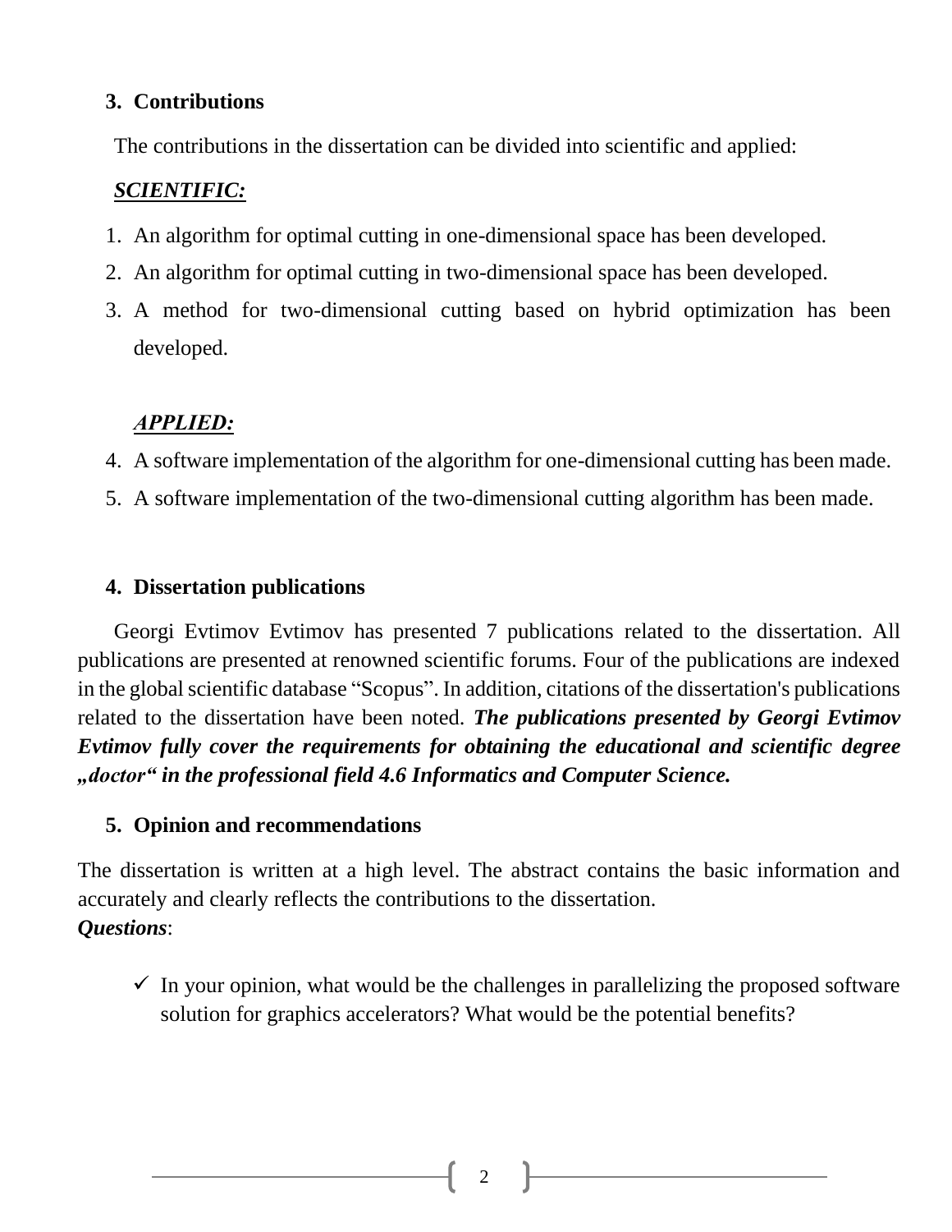## 3. Contributions

The contributions in the dissertation can be divided into scientific and applied:

***SCIENTIFIC:***

1. An algorithm for optimal cutting in one-dimensional space has been developed.
2. An algorithm for optimal cutting in two-dimensional space has been developed.
3. A method for two-dimensional cutting based on hybrid optimization has been developed.

***APPLIED:***

4. A software implementation of the algorithm for one-dimensional cutting has been made.
5. A software implementation of the two-dimensional cutting algorithm has been made.

## 4. Dissertation publications

Georgi Evtimov Evtimov has presented 7 publications related to the dissertation. All publications are presented at renowned scientific forums. Four of the publications are indexed in the global scientific database "Scopus". In addition, citations of the dissertation's publications related to the dissertation have been noted. ***The publications presented by Georgi Evtimov Evtimov fully cover the requirements for obtaining the educational and scientific degree „doctor" in the professional field 4.6 Informatics and Computer Science.***

## 5. Opinion and recommendations

The dissertation is written at a high level. The abstract contains the basic information and accurately and clearly reflects the contributions to the dissertation.

***Questions***:

- ✓ In your opinion, what would be the challenges in parallelizing the proposed software solution for graphics accelerators? What would be the potential benefits?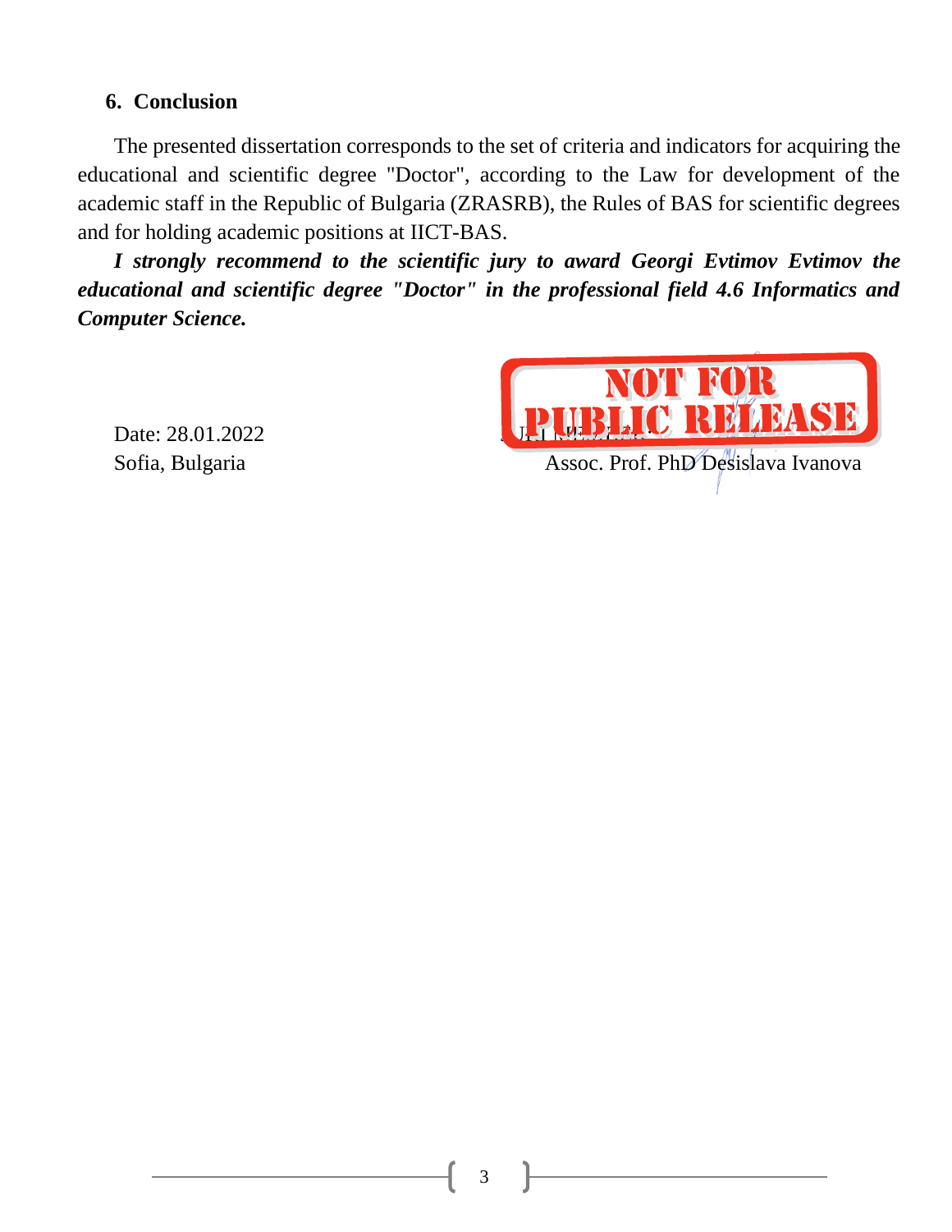## 6. Conclusion

The presented dissertation corresponds to the set of criteria and indicators for acquiring the educational and scientific degree "Doctor", according to the Law for development of the academic staff in the Republic of Bulgaria (ZRASRB), the Rules of BAS for scientific degrees and for holding academic positions at IICT-BAS.

***I strongly recommend to the scientific jury to award Georgi Evtimov Evtimov the educational and scientific degree "Doctor" in the professional field 4.6 Informatics and Computer Science.***

NOT FOR PUBLIC RELEASE

Date: 28.01.2022

Sofia, Bulgaria

Assoc. Prof. PhD Desislava Ivanova